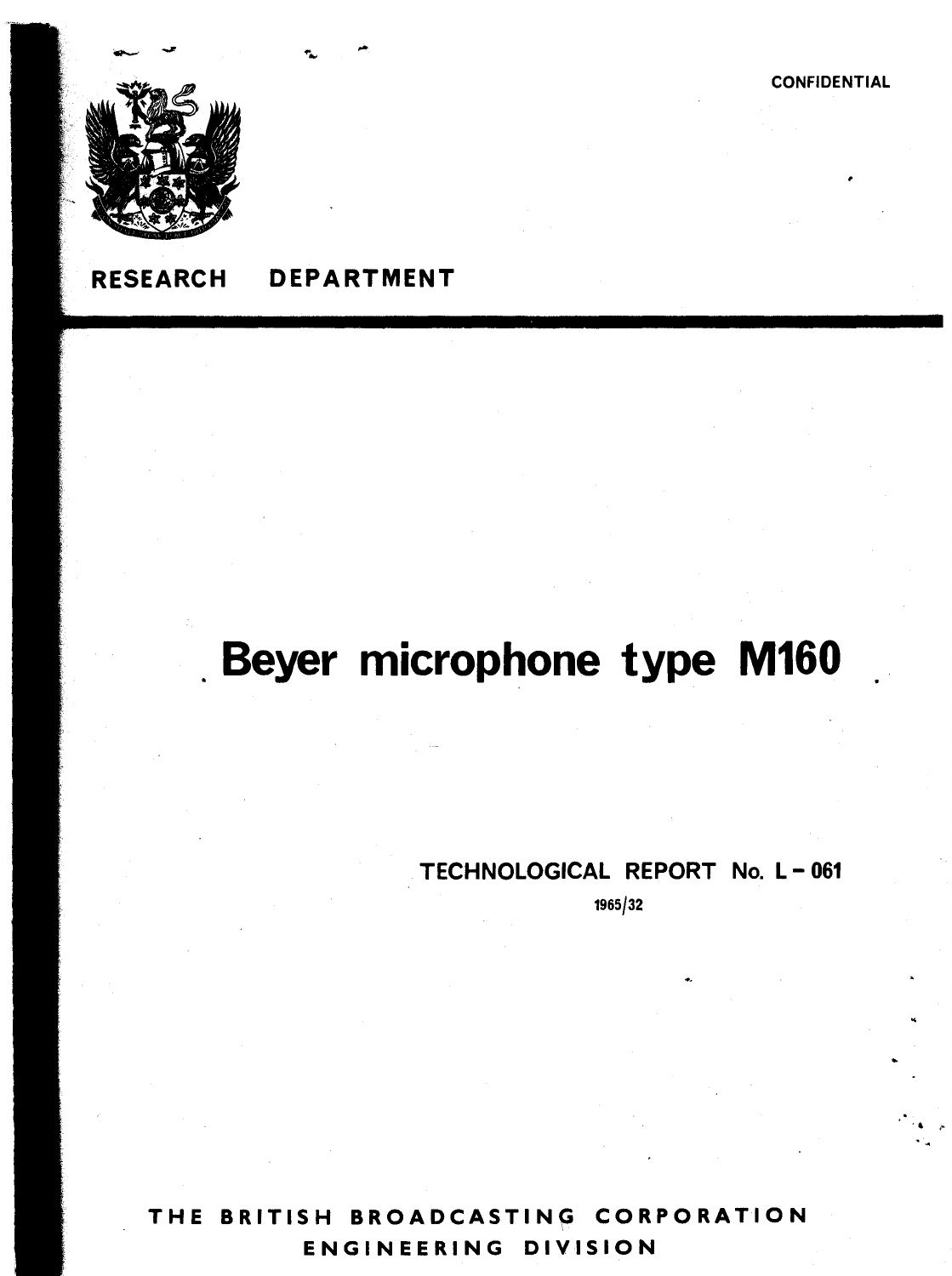CONFIDENTIAL

RESEARCH DEPARTMENT

# Beyer microphone type M160

TECHNOLOGICAL REPORT No. L – 061

1965/32

THE BRITISH BROADCASTING CORPORATION

ENGINEERING DIVISION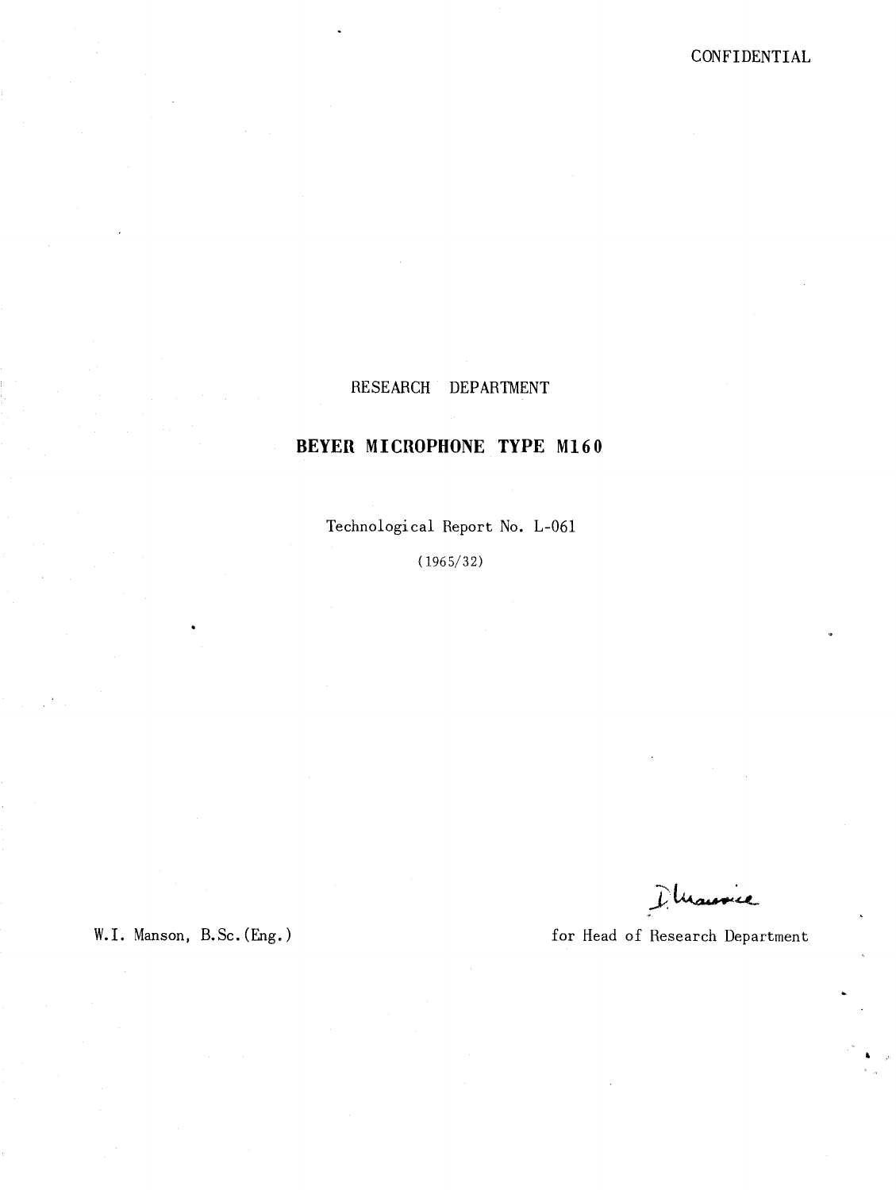CONFIDENTIAL

RESEARCH DEPARTMENT

# BEYER MICROPHONE TYPE M160

Technological Report No. L-061

(1965/32)

W.I. Manson, B.Sc.(Eng.)

D. Maurice

for Head of Research Department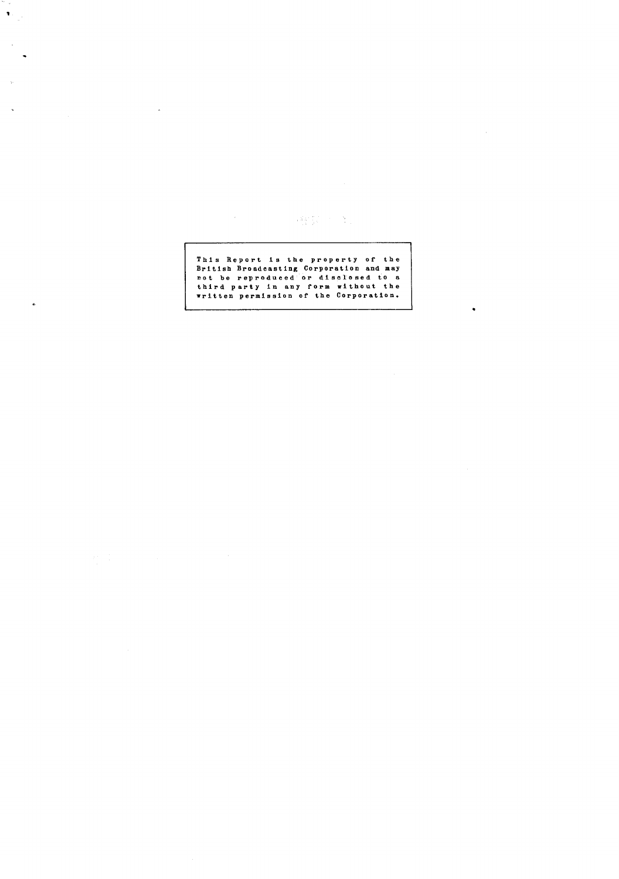This Report is the property of the British Broadcasting Corporation and may not be reproduced or disclosed to a third party in any form without the written permission of the Corporation.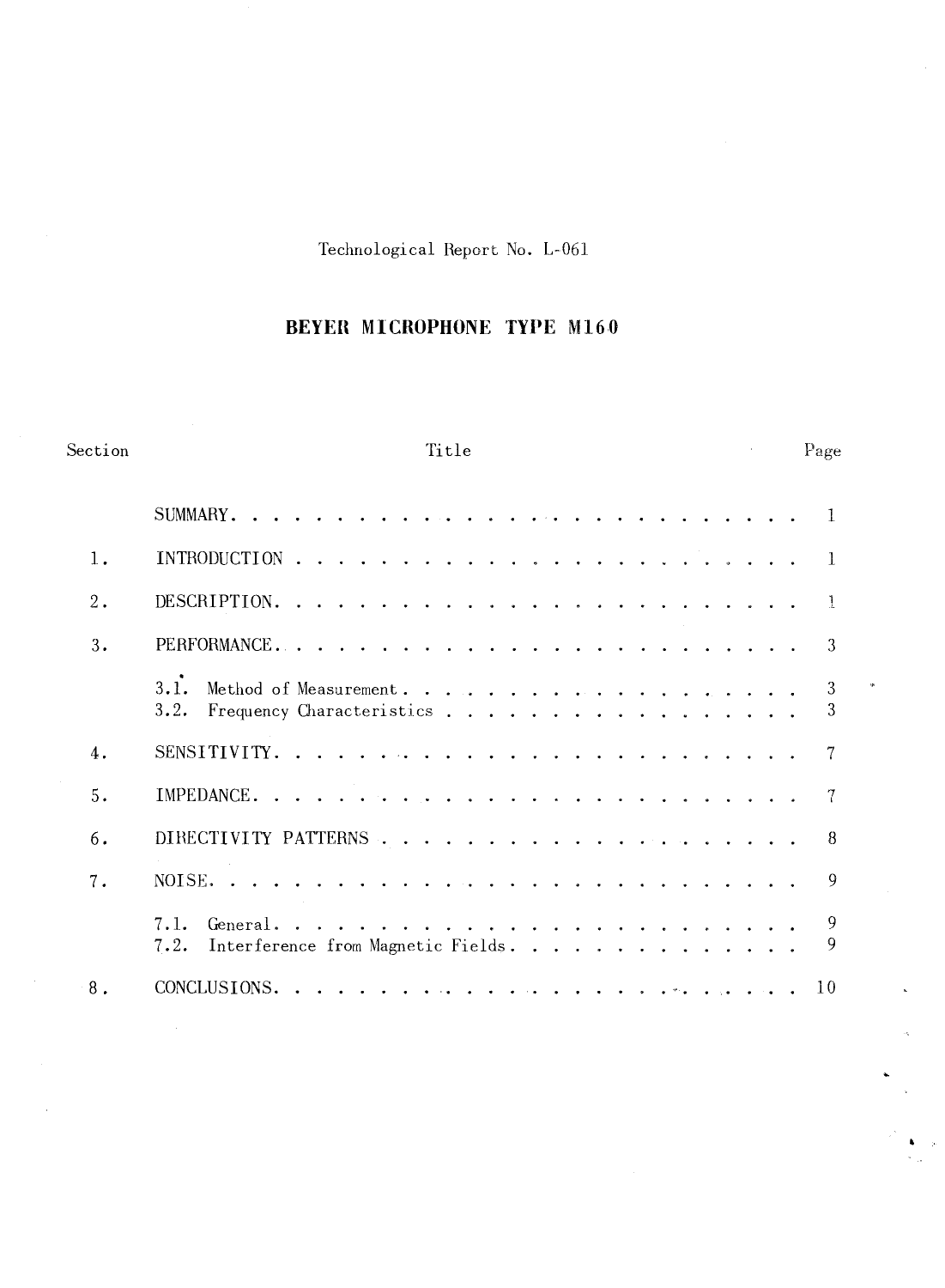Technological Report No. L-061

# BEYER MICROPHONE TYPE M160

| Section | Title | Page |
| --- | --- | --- |
| | SUMMARY | 1 |
| 1. | INTRODUCTION | 1 |
| 2. | DESCRIPTION | 1 |
| 3. | PERFORMANCE | 3 |
| | 3.1. Method of Measurement | 3 |
| | 3.2. Frequency Characteristics | 3 |
| 4. | SENSITIVITY | 7 |
| 5. | IMPEDANCE | 7 |
| 6. | DIRECTIVITY PATTERNS | 8 |
| 7. | NOISE | 9 |
| | 7.1. General | 9 |
| | 7.2. Interference from Magnetic Fields | 9 |
| 8. | CONCLUSIONS | 10 |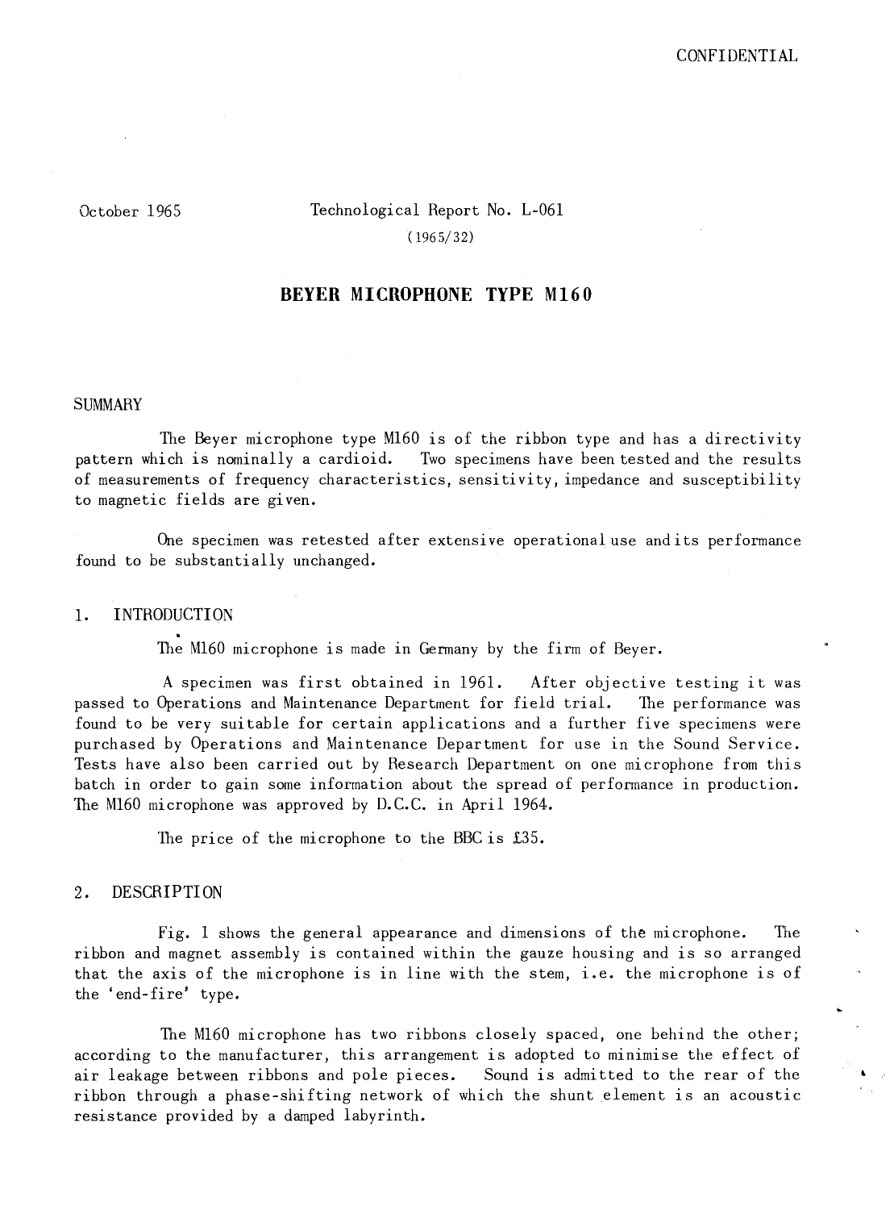CONFIDENTIAL

October 1965

Technological Report No. L-061

(1965/32)

# BEYER MICROPHONE TYPE M160

## SUMMARY

The Beyer microphone type M160 is of the ribbon type and has a directivity pattern which is nominally a cardioid. Two specimens have been tested and the results of measurements of frequency characteristics, sensitivity, impedance and susceptibility to magnetic fields are given.

One specimen was retested after extensive operational use and its performance found to be substantially unchanged.

## 1. INTRODUCTION

The M160 microphone is made in Germany by the firm of Beyer.

A specimen was first obtained in 1961. After objective testing it was passed to Operations and Maintenance Department for field trial. The performance was found to be very suitable for certain applications and a further five specimens were purchased by Operations and Maintenance Department for use in the Sound Service. Tests have also been carried out by Research Department on one microphone from this batch in order to gain some information about the spread of performance in production. The M160 microphone was approved by D.C.C. in April 1964.

The price of the microphone to the BBC is £35.

## 2. DESCRIPTION

Fig. 1 shows the general appearance and dimensions of the microphone. The ribbon and magnet assembly is contained within the gauze housing and is so arranged that the axis of the microphone is in line with the stem, i.e. the microphone is of the 'end-fire' type.

The M160 microphone has two ribbons closely spaced, one behind the other; according to the manufacturer, this arrangement is adopted to minimise the effect of air leakage between ribbons and pole pieces. Sound is admitted to the rear of the ribbon through a phase-shifting network of which the shunt element is an acoustic resistance provided by a damped labyrinth.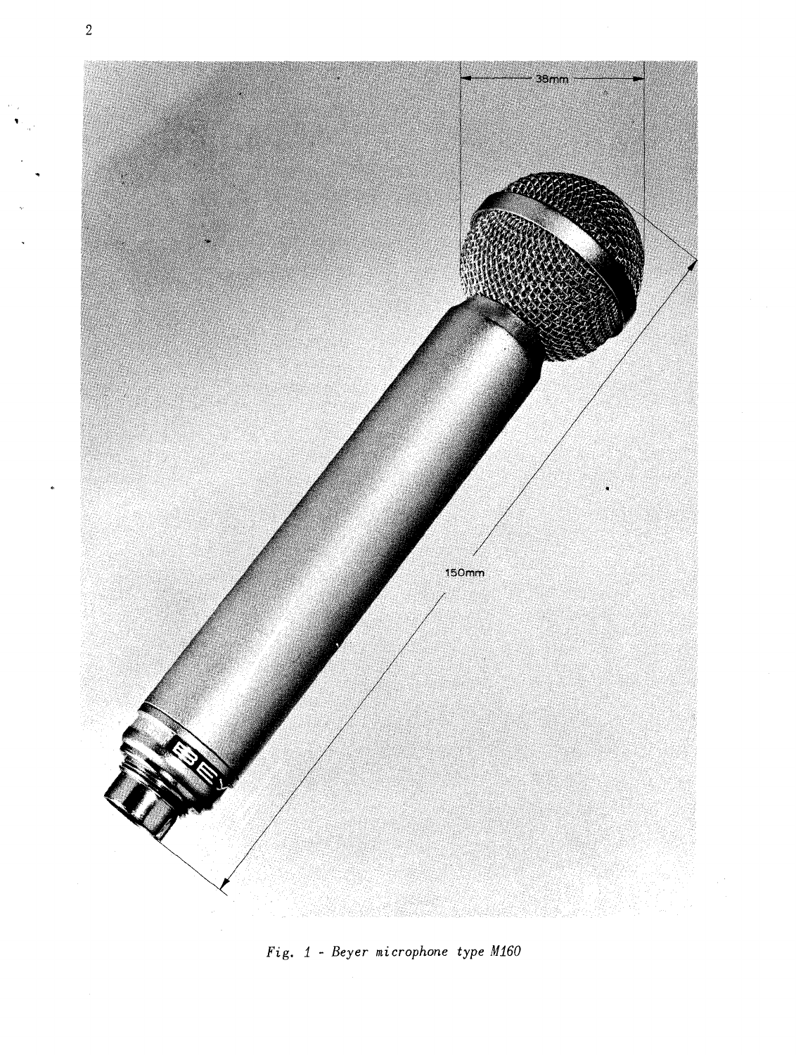38mm

150mm

*Fig. 1 - Beyer microphone type M160*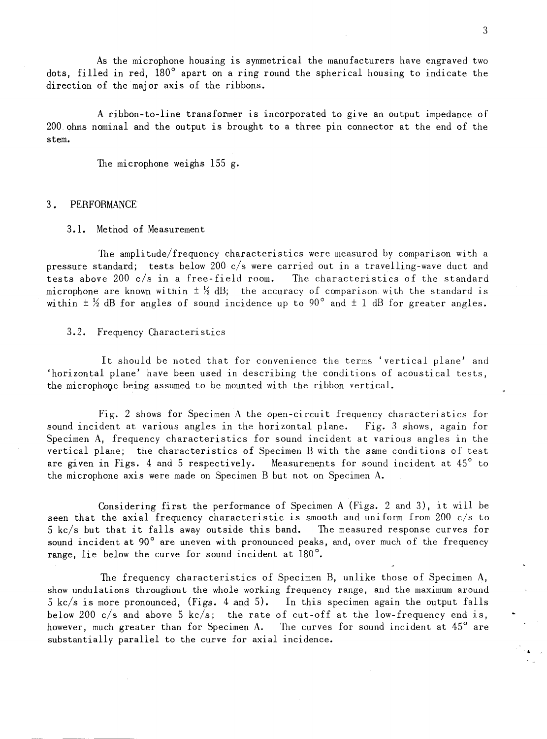As the microphone housing is symmetrical the manufacturers have engraved two dots, filled in red, 180° apart on a ring round the spherical housing to indicate the direction of the major axis of the ribbons.

A ribbon-to-line transformer is incorporated to give an output impedance of 200 ohms nominal and the output is brought to a three pin connector at the end of the stem.

The microphone weighs 155 g.

## 3. PERFORMANCE

### 3.1. Method of Measurement

The amplitude/frequency characteristics were measured by comparison with a pressure standard; tests below 200 c/s were carried out in a travelling-wave duct and tests above 200 c/s in a free-field room. The characteristics of the standard microphone are known within ± ½ dB; the accuracy of comparison with the standard is within ± ½ dB for angles of sound incidence up to 90° and ± 1 dB for greater angles.

### 3.2. Frequency Characteristics

It should be noted that for convenience the terms 'vertical plane' and 'horizontal plane' have been used in describing the conditions of acoustical tests, the microphone being assumed to be mounted with the ribbon vertical.

Fig. 2 shows for Specimen A the open-circuit frequency characteristics for sound incident at various angles in the horizontal plane. Fig. 3 shows, again for Specimen A, frequency characteristics for sound incident at various angles in the vertical plane; the characteristics of Specimen B with the same conditions of test are given in Figs. 4 and 5 respectively. Measurements for sound incident at 45° to the microphone axis were made on Specimen B but not on Specimen A.

Considering first the performance of Specimen A (Figs. 2 and 3), it will be seen that the axial frequency characteristic is smooth and uniform from 200 c/s to 5 kc/s but that it falls away outside this band. The measured response curves for sound incident at 90° are uneven with pronounced peaks, and, over much of the frequency range, lie below the curve for sound incident at 180°.

The frequency characteristics of Specimen B, unlike those of Specimen A, show undulations throughout the whole working frequency range, and the maximum around 5 kc/s is more pronounced, (Figs. 4 and 5). In this specimen again the output falls below 200 c/s and above 5 kc/s; the rate of cut-off at the low-frequency end is, however, much greater than for Specimen A. The curves for sound incident at 45° are substantially parallel to the curve for axial incidence.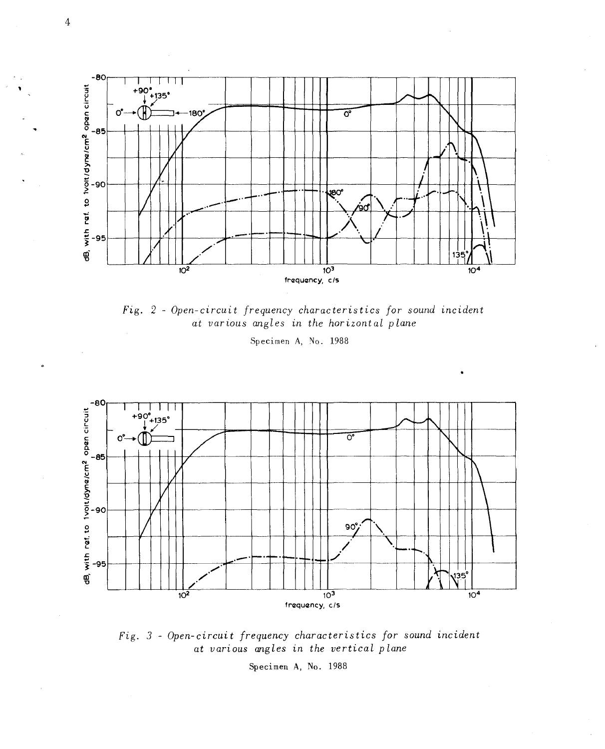-80

+90°

+135°

0°

180°

0°

-85

-90

180°

90°

-95

135°

dB, with ref. to 1volt/dyne/cm² open circuit

$10^2$

$10^3$

$10^4$

frequency, c/s

*Fig. 2 - Open-circuit frequency characteristics for sound incident at various angles in the horizontal plane*

Specimen A, No. 1988

-80

+90°

+135°

0°

0°

-85

-90

90°

-95

135°

dB, with ref. to 1volt/dyne/cm² open circuit

$10^2$

$10^3$

$10^4$

frequency, c/s

*Fig. 3 - Open-circuit frequency characteristics for sound incident at various angles in the vertical plane*

Specimen A, No. 1988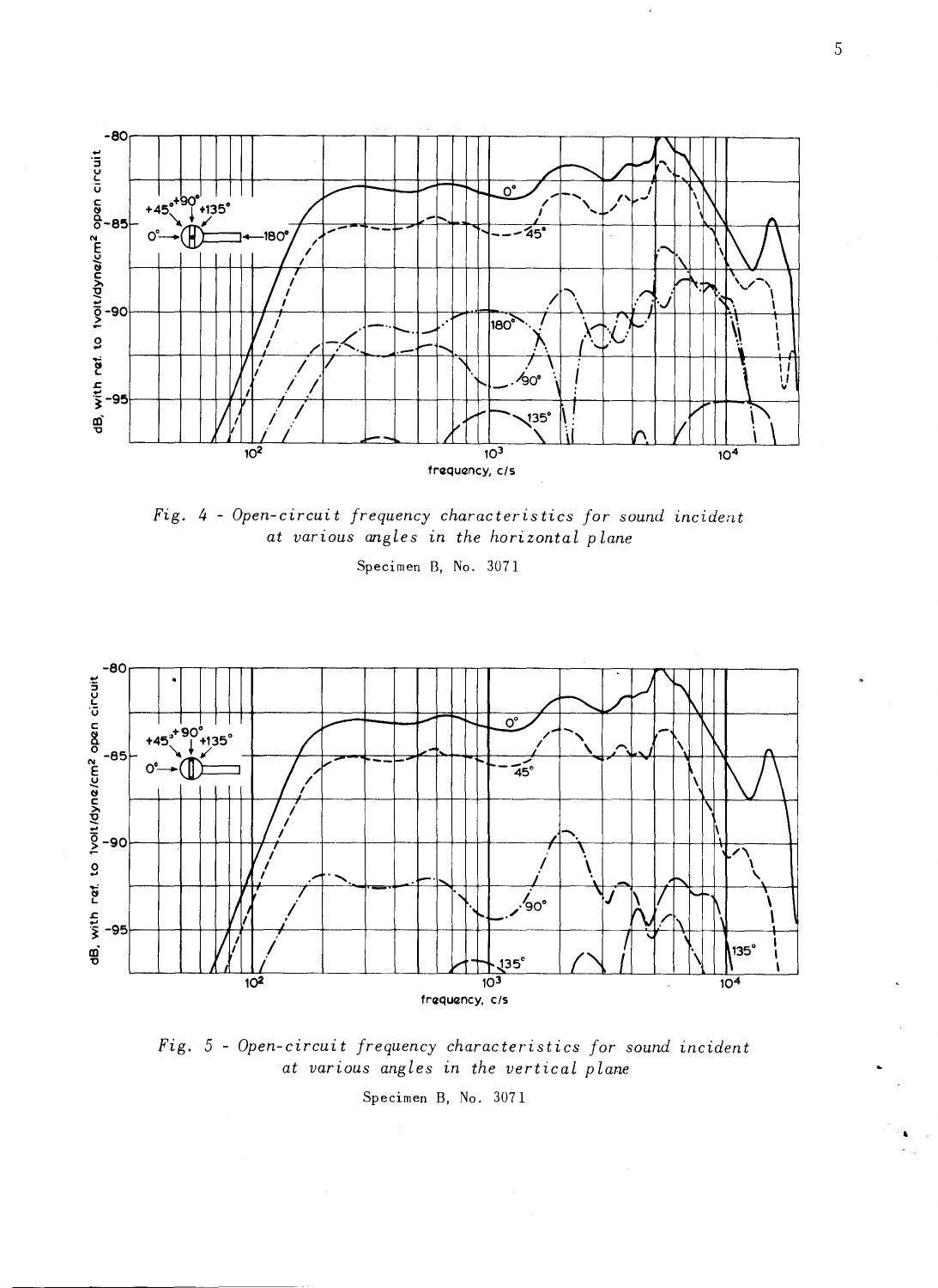dB, with ref. to 1volt/dyne/cm² open circuit

-80

-85

-90

-95

+45° +90° +135°

0° 180°

0°

45°

180°

90°

135°

$10^2$

$10^3$

$10^4$

frequency, c/s

*Fig. 4 - Open-circuit frequency characteristics for sound incident at various angles in the horizontal plane*

Specimen B, No. 3071

dB, with ref. to 1volt/dyne/cm² open circuit

-80

-85

-90

-95

+45° +90° +135°

0°

0°

45°

90°

135°

135°

$10^2$

$10^3$

$10^4$

frequency, c/s

*Fig. 5 - Open-circuit frequency characteristics for sound incident at various angles in the vertical plane*

Specimen B, No. 3071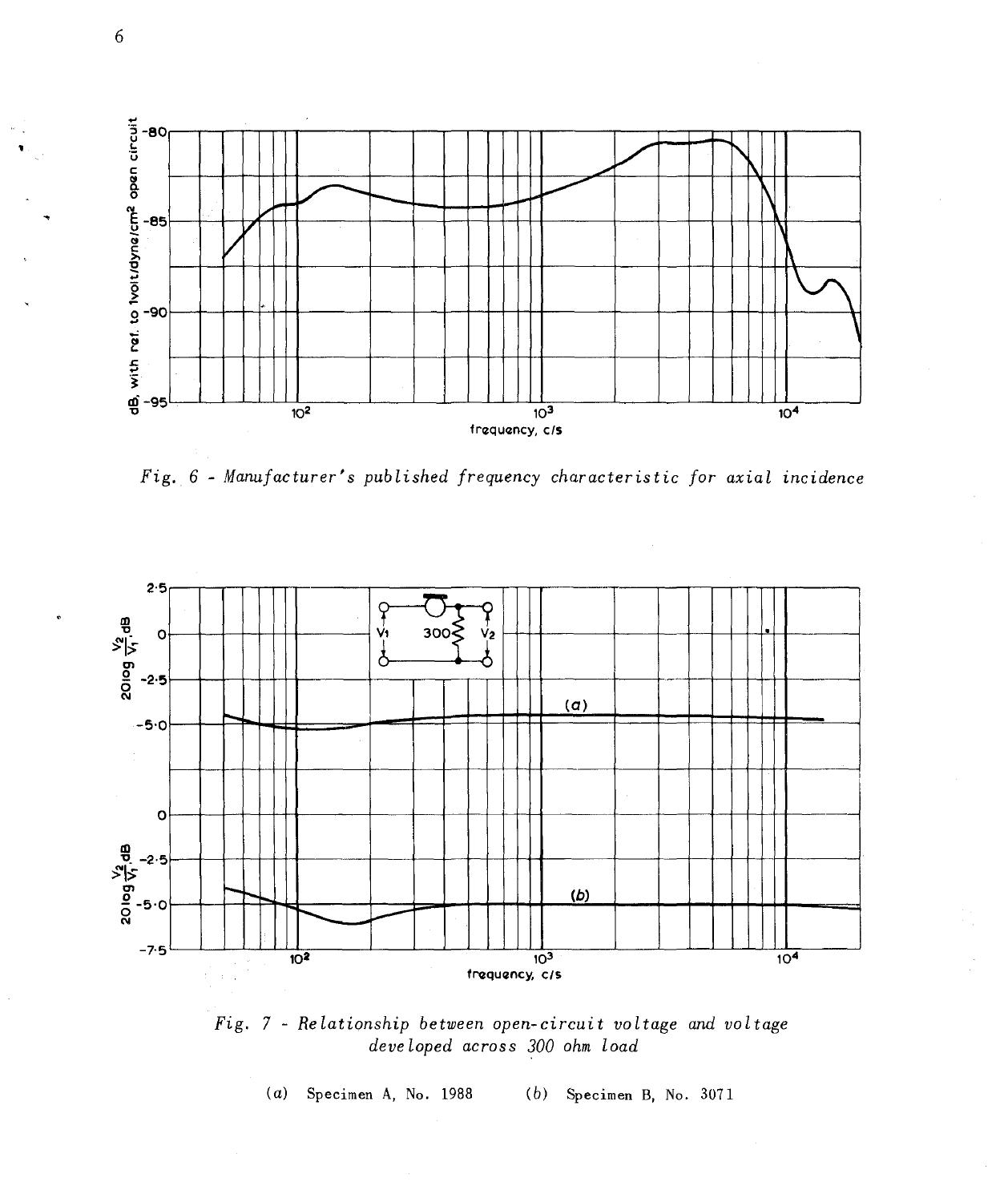dB, with ref. to 1volt/dyne/cm² open circuit

-80

-85

-90

-95

$10^2$

$10^3$

$10^4$

frequency, c/s

*Fig. 6 - Manufacturer's published frequency characteristic for axial incidence*

$20 \log \frac{V_2}{V_1}$, dB

2·5

0

-2·5

-5·0

V1

300

V2

(a)

$20 \log \frac{V_2}{V_1}$, dB

0

-2·5

-5·0

-7·5

(b)

$10^2$

$10^3$

$10^4$

frequency, c/s

*Fig. 7 - Relationship between open-circuit voltage and voltage developed across 300 ohm load*

(*a*) Specimen A, No. 1988 (*b*) Specimen B, No. 3071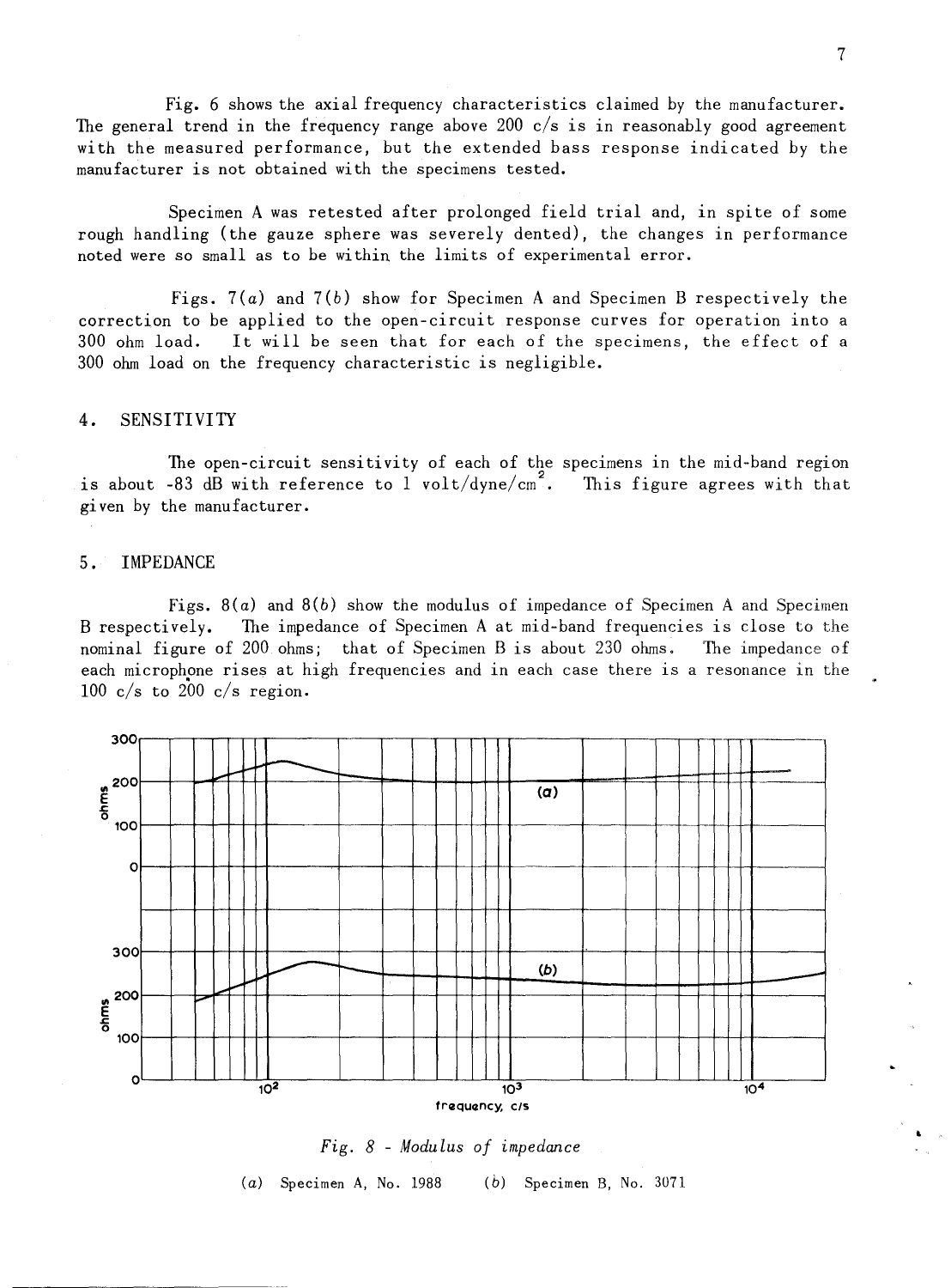Fig. 6 shows the axial frequency characteristics claimed by the manufacturer. The general trend in the frequency range above 200 c/s is in reasonably good agreement with the measured performance, but the extended bass response indicated by the manufacturer is not obtained with the specimens tested.

Specimen A was retested after prolonged field trial and, in spite of some rough handling (the gauze sphere was severely dented), the changes in performance noted were so small as to be within the limits of experimental error.

Figs. 7(*a*) and 7(*b*) show for Specimen A and Specimen B respectively the correction to be applied to the open-circuit response curves for operation into a 300 ohm load. It will be seen that for each of the specimens, the effect of a 300 ohm load on the frequency characteristic is negligible.

## 4. SENSITIVITY

The open-circuit sensitivity of each of the specimens in the mid-band region is about -83 dB with reference to 1 volt/dyne/cm$^2$. This figure agrees with that given by the manufacturer.

## 5. IMPEDANCE

Figs. 8(*a*) and 8(*b*) show the modulus of impedance of Specimen A and Specimen B respectively. The impedance of Specimen A at mid-band frequencies is close to the nominal figure of 200 ohms; that of Specimen B is about 230 ohms. The impedance of each microphone rises at high frequencies and in each case there is a resonance in the 100 c/s to 200 c/s region.

300
200
ohms
100
0
(*a*)

300
200
ohms
100
0
(*b*)

$10^2$
$10^3$
$10^4$
frequency, c/s

*Fig. 8 - Modulus of impedance*

(*a*) Specimen A, No. 1988 (*b*) Specimen B, No. 3071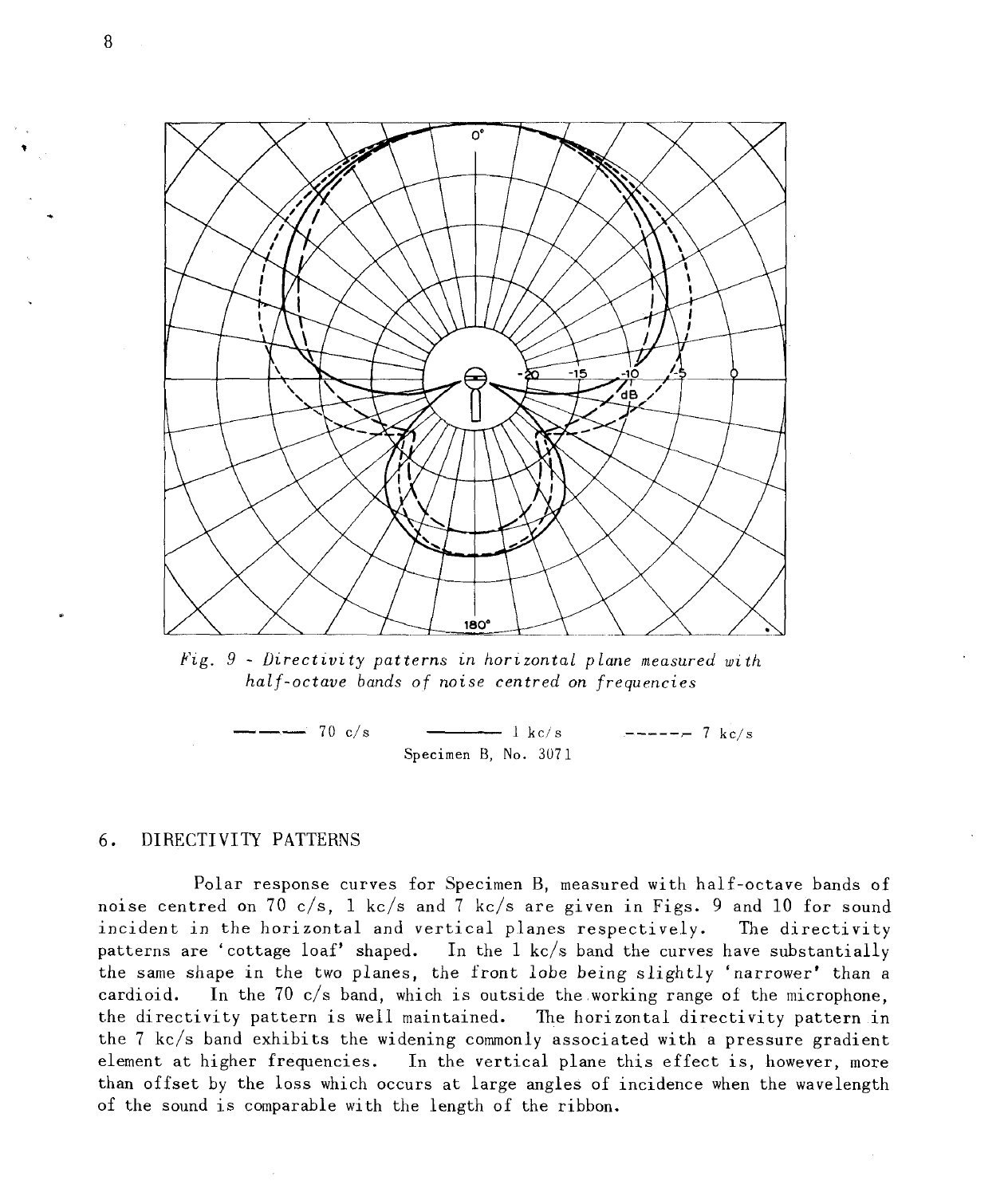0°

-20 -15 -10 -5 0

dB

180°

*Fig. 9 - Directivity patterns in horizontal plane measured with half-octave bands of noise centred on frequencies*

70 c/s ——— 1 kc/s ------ 7 kc/s

Specimen B, No. 3071

## 6. DIRECTIVITY PATTERNS

Polar response curves for Specimen B, measured with half-octave bands of noise centred on 70 c/s, 1 kc/s and 7 kc/s are given in Figs. 9 and 10 for sound incident in the horizontal and vertical planes respectively. The directivity patterns are 'cottage loaf' shaped. In the 1 kc/s band the curves have substantially the same shape in the two planes, the front lobe being slightly 'narrower' than a cardioid. In the 70 c/s band, which is outside the working range of the microphone, the directivity pattern is well maintained. The horizontal directivity pattern in the 7 kc/s band exhibits the widening commonly associated with a pressure gradient element at higher frequencies. In the vertical plane this effect is, however, more than offset by the loss which occurs at large angles of incidence when the wavelength of the sound is comparable with the length of the ribbon.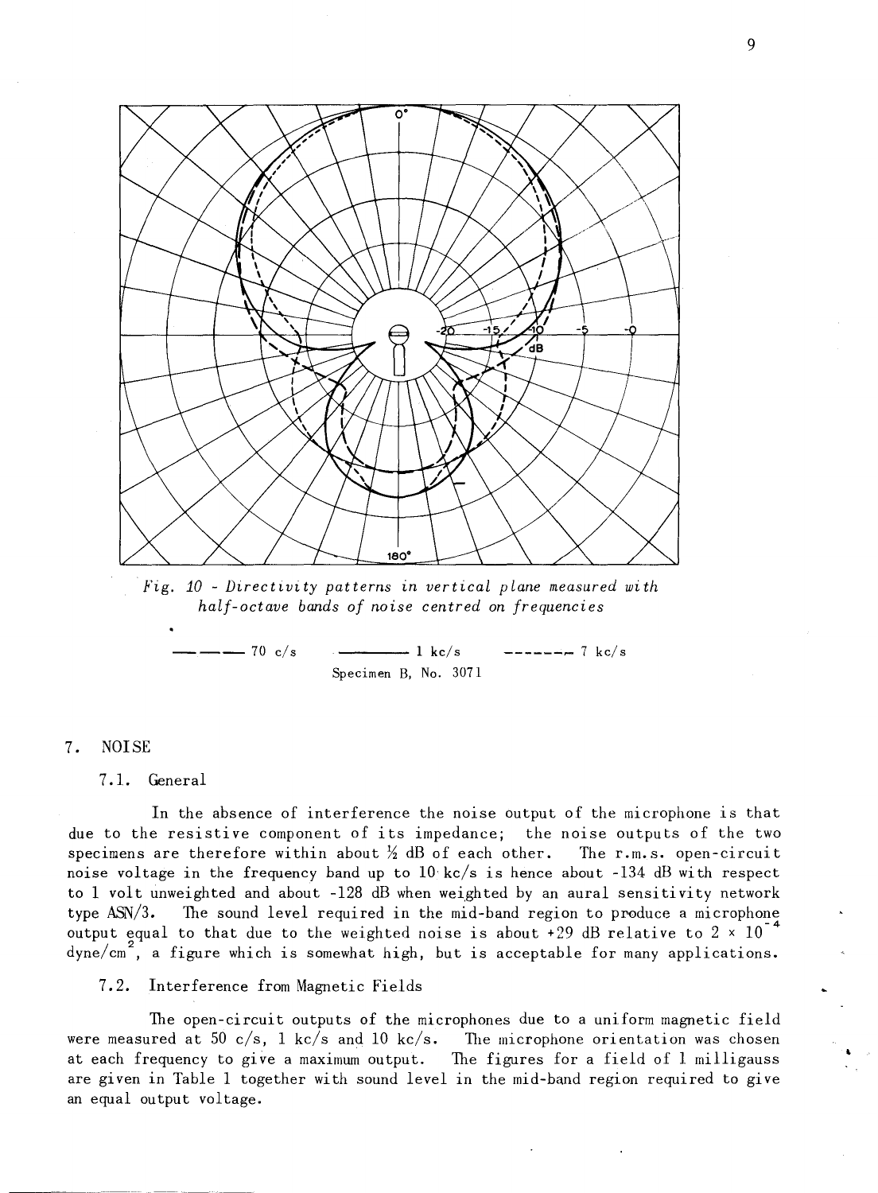0°

-20 -15 -10 -5 -0

dB

180°

*Fig. 10 - Directivity patterns in vertical plane measured with half-octave bands of noise centred on frequencies*

— — — 70 c/s  ——— 1 kc/s  - - - - - - 7 kc/s

Specimen B, No. 3071

## 7. NOISE

### 7.1. General

In the absence of interference the noise output of the microphone is that due to the resistive component of its impedance; the noise outputs of the two specimens are therefore within about ½ dB of each other. The r.m.s. open-circuit noise voltage in the frequency band up to 10 kc/s is hence about -134 dB with respect to 1 volt unweighted and about -128 dB when weighted by an aural sensitivity network type ASN/3. The sound level required in the mid-band region to produce a microphone output equal to that due to the weighted noise is about +29 dB relative to $2 \times 10^{-4}$ dyne/cm$^2$, a figure which is somewhat high, but is acceptable for many applications.

### 7.2. Interference from Magnetic Fields

The open-circuit outputs of the microphones due to a uniform magnetic field were measured at 50 c/s, 1 kc/s and 10 kc/s. The microphone orientation was chosen at each frequency to give a maximum output. The figures for a field of 1 milligauss are given in Table 1 together with sound level in the mid-band region required to give an equal output voltage.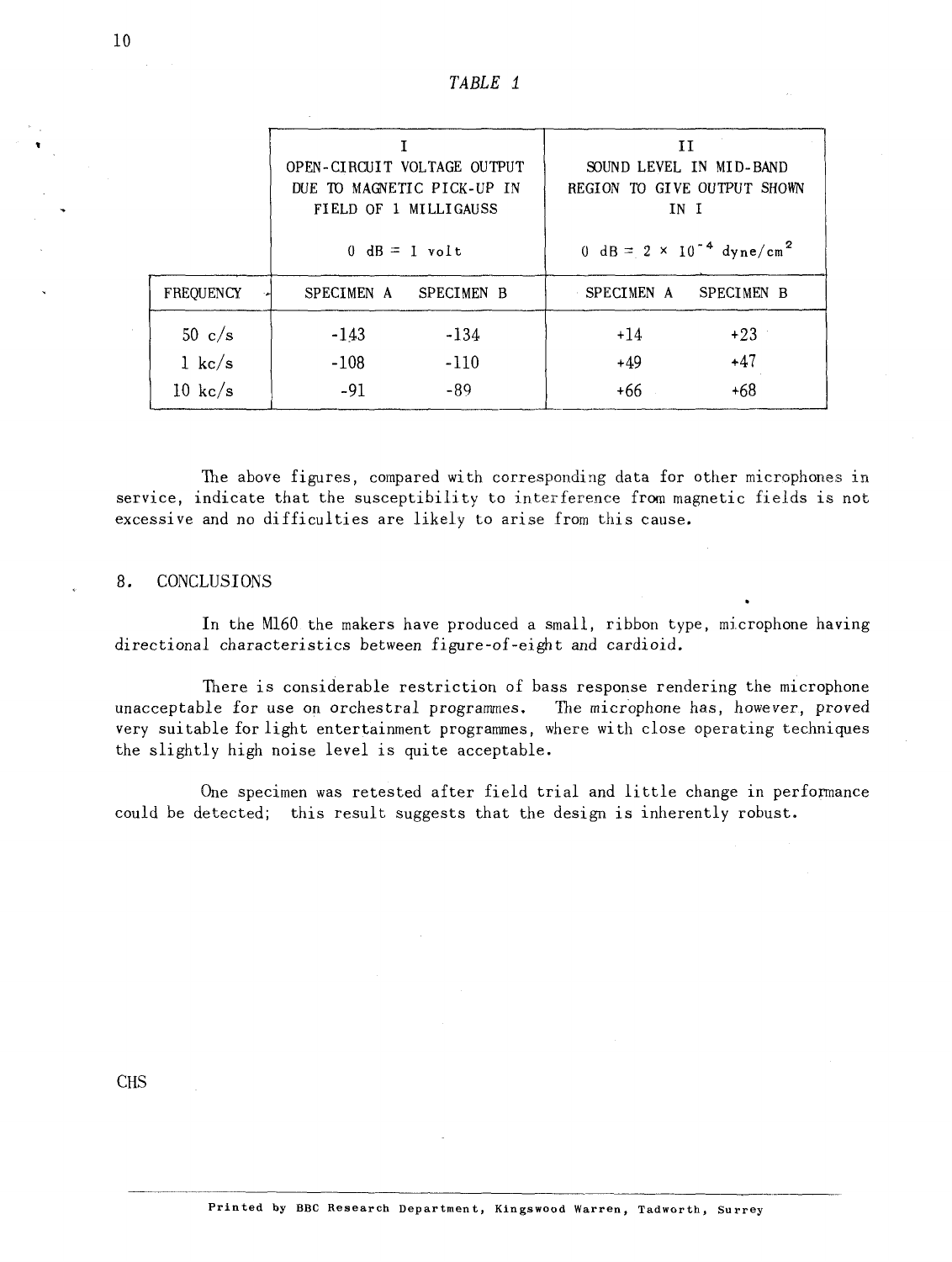TABLE 1

| | I OPEN-CIRCUIT VOLTAGE OUTPUT DUE TO MAGNETIC PICK-UP IN FIELD OF 1 MILLIGAUSS 0 dB = 1 volt | | II SOUND LEVEL IN MID-BAND REGION TO GIVE OUTPUT SHOWN IN I 0 dB = $2 \times 10^{-4}$ dyne/cm$^2$ | |
|---|---|---|---|---|
| FREQUENCY | SPECIMEN A | SPECIMEN B | SPECIMEN A | SPECIMEN B |
| 50 c/s | -143 | -134 | +14 | +23 |
| 1 kc/s | -108 | -110 | +49 | +47 |
| 10 kc/s | -91 | -89 | +66 | +68 |

The above figures, compared with corresponding data for other microphones in service, indicate that the susceptibility to interference from magnetic fields is not excessive and no difficulties are likely to arise from this cause.

## 8. CONCLUSIONS

In the M160 the makers have produced a small, ribbon type, microphone having directional characteristics between figure-of-eight and cardioid.

There is considerable restriction of bass response rendering the microphone unacceptable for use on orchestral programmes. The microphone has, however, proved very suitable for light entertainment programmes, where with close operating techniques the slightly high noise level is quite acceptable.

One specimen was retested after field trial and little change in performance could be detected; this result suggests that the design is inherently robust.

CHS

Printed by BBC Research Department, Kingswood Warren, Tadworth, Surrey